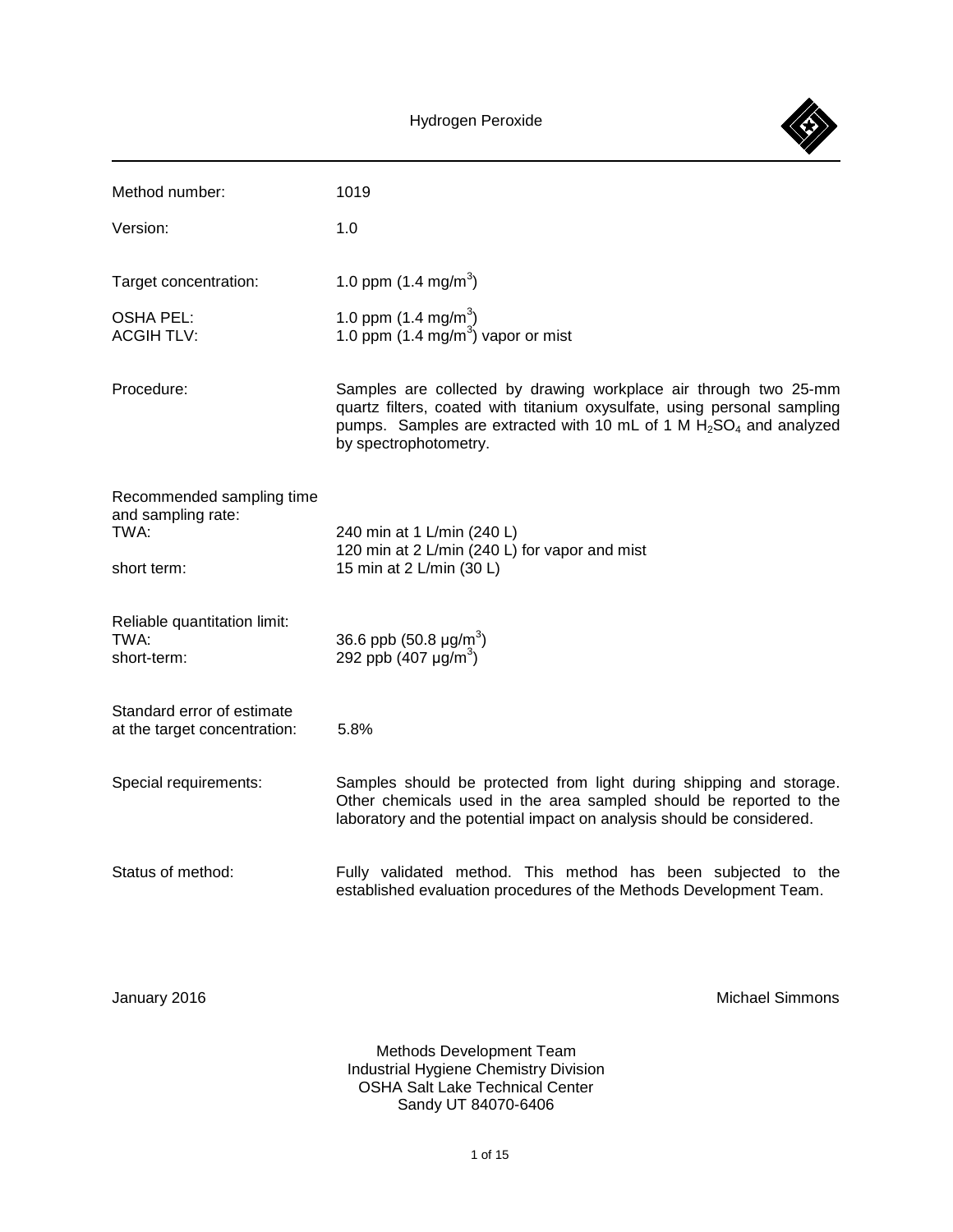# Hydrogen Peroxide

| | |
|---|---|
| Method number: | 1019 |
| Version: | 1.0 |
| Target concentration: | 1.0 ppm (1.4 mg/m$^3$) |
| OSHA PEL: | 1.0 ppm (1.4 mg/m$^3$) |
| ACGIH TLV: | 1.0 ppm (1.4 mg/m$^3$) vapor or mist |
| Procedure: | Samples are collected by drawing workplace air through two 25-mm quartz filters, coated with titanium oxysulfate, using personal sampling pumps. Samples are extracted with 10 mL of 1 M $H_2SO_4$ and analyzed by spectrophotometry. |
| Recommended sampling time and sampling rate: | |
| TWA: | 240 min at 1 L/min (240 L)<br>120 min at 2 L/min (240 L) for vapor and mist |
| short term: | 15 min at 2 L/min (30 L) |
| Reliable quantitation limit: | |
| TWA: | 36.6 ppb (50.8 µg/m$^3$) |
| short-term: | 292 ppb (407 µg/m$^3$) |
| Standard error of estimate at the target concentration: | 5.8% |
| Special requirements: | Samples should be protected from light during shipping and storage. Other chemicals used in the area sampled should be reported to the laboratory and the potential impact on analysis should be considered. |
| Status of method: | Fully validated method. This method has been subjected to the established evaluation procedures of the Methods Development Team. |

January 2016

Michael Simmons

Methods Development Team
Industrial Hygiene Chemistry Division
OSHA Salt Lake Technical Center
Sandy UT 84070-6406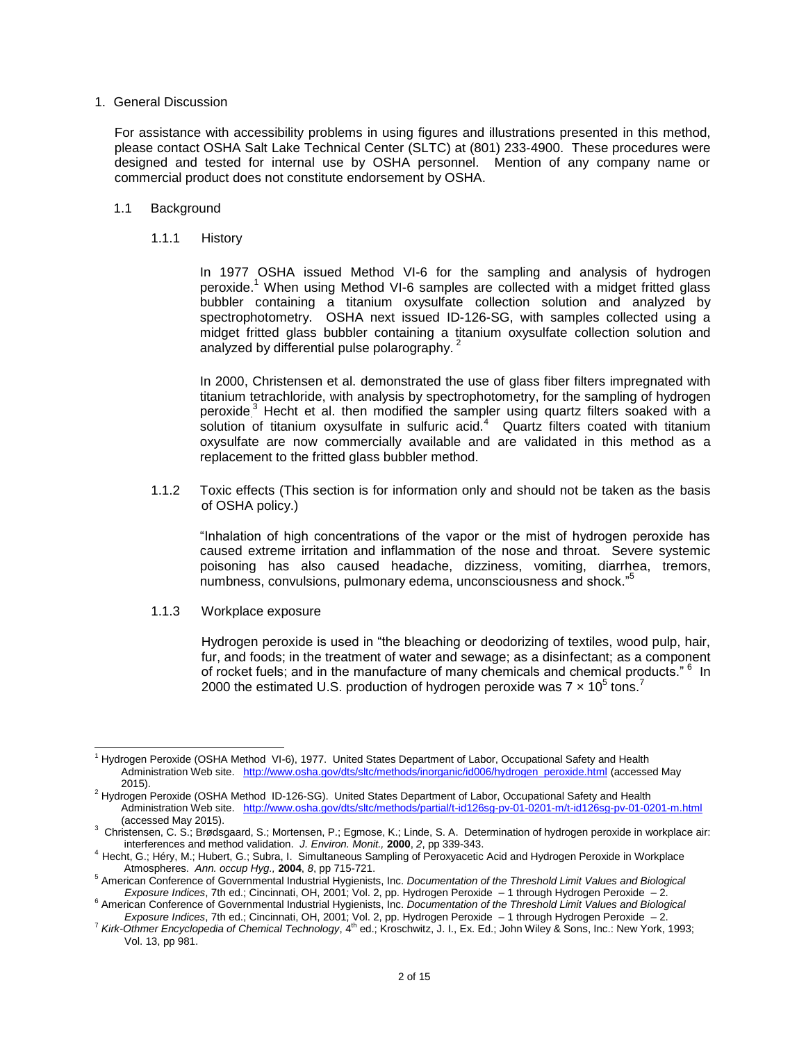## 1. General Discussion

For assistance with accessibility problems in using figures and illustrations presented in this method, please contact OSHA Salt Lake Technical Center (SLTC) at (801) 233-4900. These procedures were designed and tested for internal use by OSHA personnel. Mention of any company name or commercial product does not constitute endorsement by OSHA.

### 1.1 Background

#### 1.1.1 History

In 1977 OSHA issued Method VI-6 for the sampling and analysis of hydrogen peroxide.[1] When using Method VI-6 samples are collected with a midget fritted glass bubbler containing a titanium oxysulfate collection solution and analyzed by spectrophotometry. OSHA next issued ID-126-SG, with samples collected using a midget fritted glass bubbler containing a titanium oxysulfate collection solution and analyzed by differential pulse polarography.[2]

In 2000, Christensen et al. demonstrated the use of glass fiber filters impregnated with titanium tetrachloride, with analysis by spectrophotometry, for the sampling of hydrogen peroxide.[3] Hecht et al. then modified the sampler using quartz filters soaked with a solution of titanium oxysulfate in sulfuric acid.[4] Quartz filters coated with titanium oxysulfate are now commercially available and are validated in this method as a replacement to the fritted glass bubbler method.

#### 1.1.2 Toxic effects (This section is for information only and should not be taken as the basis of OSHA policy.)

"Inhalation of high concentrations of the vapor or the mist of hydrogen peroxide has caused extreme irritation and inflammation of the nose and throat. Severe systemic poisoning has also caused headache, dizziness, vomiting, diarrhea, tremors, numbness, convulsions, pulmonary edema, unconsciousness and shock."[5]

#### 1.1.3 Workplace exposure

Hydrogen peroxide is used in "the bleaching or deodorizing of textiles, wood pulp, hair, fur, and foods; in the treatment of water and sewage; as a disinfectant; as a component of rocket fuels; and in the manufacture of many chemicals and chemical products."[6] In 2000 the estimated U.S. production of hydrogen peroxide was $7 \times 10^5$ tons.[7]

---

[1] Hydrogen Peroxide (OSHA Method VI-6), 1977. United States Department of Labor, Occupational Safety and Health Administration Web site. http://www.osha.gov/dts/sltc/methods/inorganic/id006/hydrogen_peroxide.html (accessed May 2015).

[2] Hydrogen Peroxide (OSHA Method ID-126-SG). United States Department of Labor, Occupational Safety and Health Administration Web site. http://www.osha.gov/dts/sltc/methods/partial/t-id126sg-pv-01-0201-m/t-id126sg-pv-01-0201-m.html (accessed May 2015).

[3] Christensen, C. S.; Brødsgaard, S.; Mortensen, P.; Egmose, K.; Linde, S. A. Determination of hydrogen peroxide in workplace air: interferences and method validation. *J. Environ. Monit.,* **2000**, *2*, pp 339-343.

[4] Hecht, G.; Héry, M.; Hubert, G.; Subra, I. Simultaneous Sampling of Peroxyacetic Acid and Hydrogen Peroxide in Workplace Atmospheres. *Ann. occup Hyg.,* **2004**, *8*, pp 715-721.

[5] American Conference of Governmental Industrial Hygienists, Inc. *Documentation of the Threshold Limit Values and Biological Exposure Indices*, 7th ed.; Cincinnati, OH, 2001; Vol. 2, pp. Hydrogen Peroxide – 1 through Hydrogen Peroxide – 2.

[6] American Conference of Governmental Industrial Hygienists, Inc. *Documentation of the Threshold Limit Values and Biological Exposure Indices*, 7th ed.; Cincinnati, OH, 2001; Vol. 2, pp. Hydrogen Peroxide – 1 through Hydrogen Peroxide – 2.

[7] *Kirk-Othmer Encyclopedia of Chemical Technology*, 4th ed.; Kroschwitz, J. I., Ex. Ed.; John Wiley & Sons, Inc.: New York, 1993; Vol. 13, pp 981.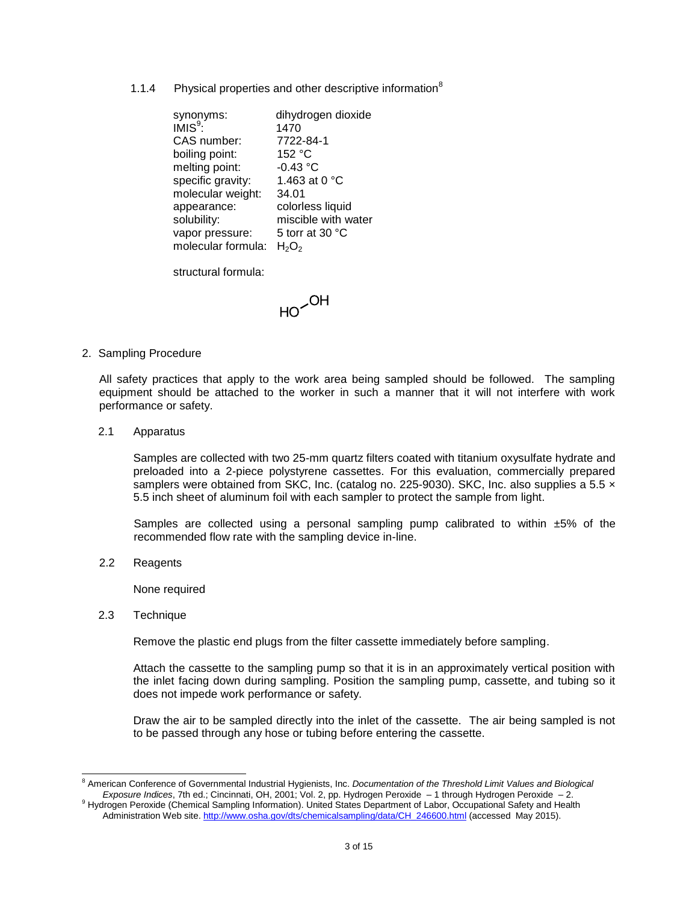#### 1.1.4 Physical properties and other descriptive information[8]

| | |
|---|---|
| synonyms: | dihydrogen dioxide |
| IMIS[9]: | 1470 |
| CAS number: | 7722-84-1 |
| boiling point: | 152 °C |
| melting point: | -0.43 °C |
| specific gravity: | 1.463 at 0 °C |
| molecular weight: | 34.01 |
| appearance: | colorless liquid |
| solubility: | miscible with water |
| vapor pressure: | 5 torr at 30 °C |
| molecular formula: | $H_2O_2$ |

structural formula:

HO–OH

## 2. Sampling Procedure

All safety practices that apply to the work area being sampled should be followed. The sampling equipment should be attached to the worker in such a manner that it will not interfere with work performance or safety.

### 2.1 Apparatus

Samples are collected with two 25-mm quartz filters coated with titanium oxysulfate hydrate and preloaded into a 2-piece polystyrene cassettes. For this evaluation, commercially prepared samplers were obtained from SKC, Inc. (catalog no. 225-9030). SKC, Inc. also supplies a 5.5 × 5.5 inch sheet of aluminum foil with each sampler to protect the sample from light.

Samples are collected using a personal sampling pump calibrated to within ±5% of the recommended flow rate with the sampling device in-line.

### 2.2 Reagents

None required

### 2.3 Technique

Remove the plastic end plugs from the filter cassette immediately before sampling.

Attach the cassette to the sampling pump so that it is in an approximately vertical position with the inlet facing down during sampling. Position the sampling pump, cassette, and tubing so it does not impede work performance or safety.

Draw the air to be sampled directly into the inlet of the cassette. The air being sampled is not to be passed through any hose or tubing before entering the cassette.

---

[8] American Conference of Governmental Industrial Hygienists, Inc. *Documentation of the Threshold Limit Values and Biological Exposure Indices*, 7th ed.; Cincinnati, OH, 2001; Vol. 2, pp. Hydrogen Peroxide – 1 through Hydrogen Peroxide – 2.

[9] Hydrogen Peroxide (Chemical Sampling Information). United States Department of Labor, Occupational Safety and Health Administration Web site. http://www.osha.gov/dts/chemicalsampling/data/CH_246600.html (accessed May 2015).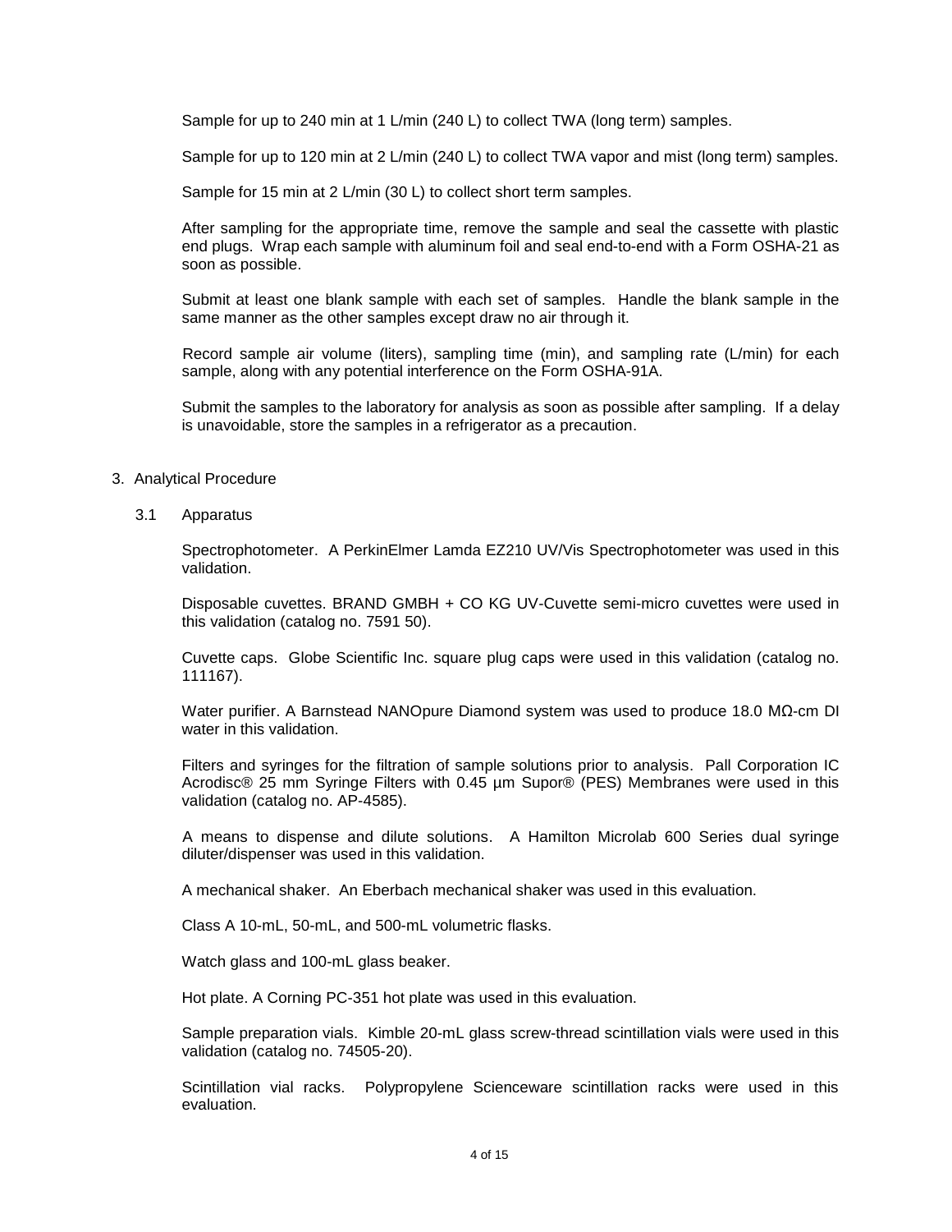Sample for up to 240 min at 1 L/min (240 L) to collect TWA (long term) samples.

Sample for up to 120 min at 2 L/min (240 L) to collect TWA vapor and mist (long term) samples.

Sample for 15 min at 2 L/min (30 L) to collect short term samples.

After sampling for the appropriate time, remove the sample and seal the cassette with plastic end plugs. Wrap each sample with aluminum foil and seal end-to-end with a Form OSHA-21 as soon as possible.

Submit at least one blank sample with each set of samples. Handle the blank sample in the same manner as the other samples except draw no air through it.

Record sample air volume (liters), sampling time (min), and sampling rate (L/min) for each sample, along with any potential interference on the Form OSHA-91A.

Submit the samples to the laboratory for analysis as soon as possible after sampling. If a delay is unavoidable, store the samples in a refrigerator as a precaution.

## 3. Analytical Procedure

### 3.1 Apparatus

Spectrophotometer. A PerkinElmer Lamda EZ210 UV/Vis Spectrophotometer was used in this validation.

Disposable cuvettes. BRAND GMBH + CO KG UV-Cuvette semi-micro cuvettes were used in this validation (catalog no. 7591 50).

Cuvette caps. Globe Scientific Inc. square plug caps were used in this validation (catalog no. 111167).

Water purifier. A Barnstead NANOpure Diamond system was used to produce 18.0 MΩ-cm DI water in this validation.

Filters and syringes for the filtration of sample solutions prior to analysis. Pall Corporation IC Acrodisc® 25 mm Syringe Filters with 0.45 µm Supor® (PES) Membranes were used in this validation (catalog no. AP-4585).

A means to dispense and dilute solutions. A Hamilton Microlab 600 Series dual syringe diluter/dispenser was used in this validation.

A mechanical shaker. An Eberbach mechanical shaker was used in this evaluation.

Class A 10-mL, 50-mL, and 500-mL volumetric flasks.

Watch glass and 100-mL glass beaker.

Hot plate. A Corning PC-351 hot plate was used in this evaluation.

Sample preparation vials. Kimble 20-mL glass screw-thread scintillation vials were used in this validation (catalog no. 74505-20).

Scintillation vial racks. Polypropylene Scienceware scintillation racks were used in this evaluation.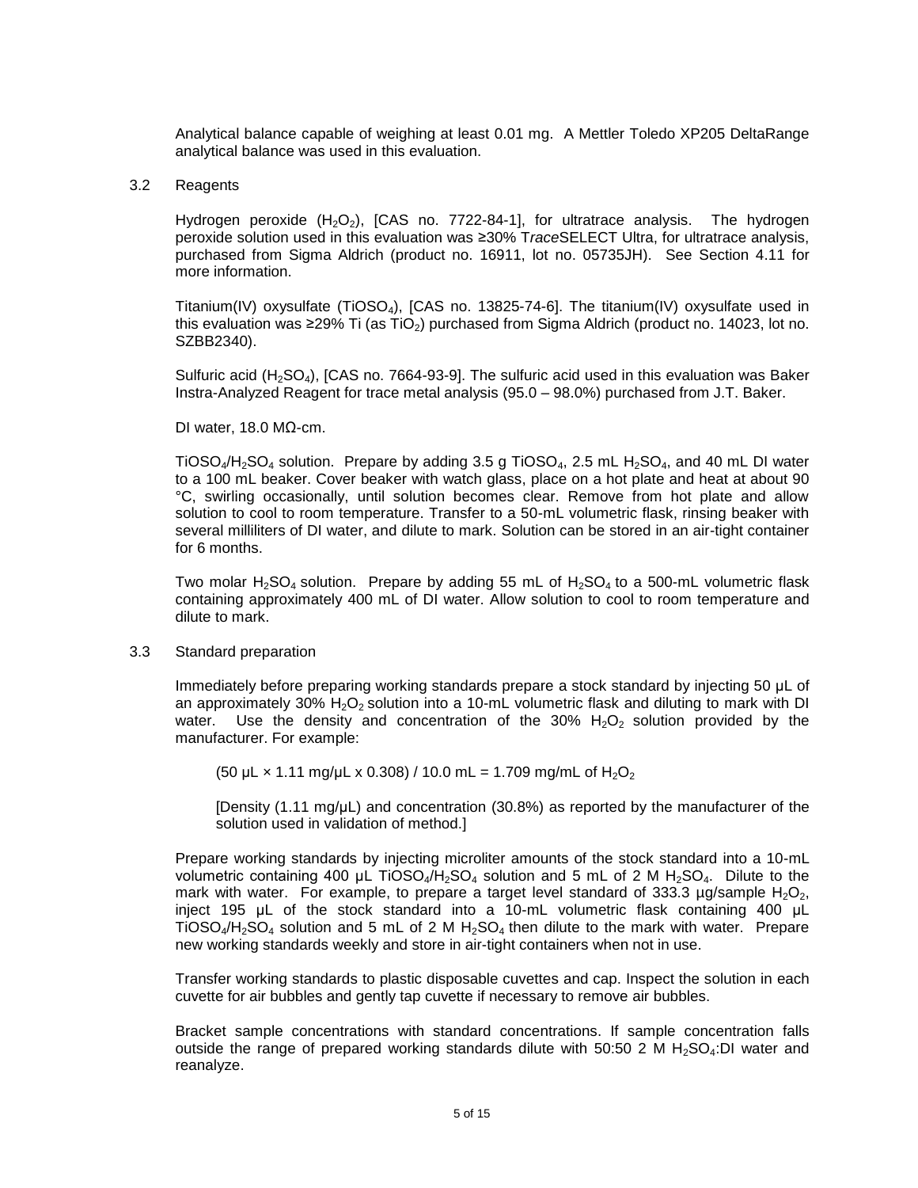Analytical balance capable of weighing at least 0.01 mg. A Mettler Toledo XP205 DeltaRange analytical balance was used in this evaluation.

3.2 Reagents

Hydrogen peroxide ($H_2O_2$), [CAS no. 7722-84-1], for ultratrace analysis. The hydrogen peroxide solution used in this evaluation was ≥30% T*race*SELECT Ultra, for ultratrace analysis, purchased from Sigma Aldrich (product no. 16911, lot no. 05735JH). See Section 4.11 for more information.

Titanium(IV) oxysulfate ($TiOSO_4$), [CAS no. 13825-74-6]. The titanium(IV) oxysulfate used in this evaluation was ≥29% Ti (as $TiO_2$) purchased from Sigma Aldrich (product no. 14023, lot no. SZBB2340).

Sulfuric acid ($H_2SO_4$), [CAS no. 7664-93-9]. The sulfuric acid used in this evaluation was Baker Instra-Analyzed Reagent for trace metal analysis (95.0 – 98.0%) purchased from J.T. Baker.

DI water, 18.0 MΩ-cm.

$TiOSO_4/H_2SO_4$ solution. Prepare by adding 3.5 g $TiOSO_4$, 2.5 mL $H_2SO_4$, and 40 mL DI water to a 100 mL beaker. Cover beaker with watch glass, place on a hot plate and heat at about 90 °C, swirling occasionally, until solution becomes clear. Remove from hot plate and allow solution to cool to room temperature. Transfer to a 50-mL volumetric flask, rinsing beaker with several milliliters of DI water, and dilute to mark. Solution can be stored in an air-tight container for 6 months.

Two molar $H_2SO_4$ solution. Prepare by adding 55 mL of $H_2SO_4$ to a 500-mL volumetric flask containing approximately 400 mL of DI water. Allow solution to cool to room temperature and dilute to mark.

3.3 Standard preparation

Immediately before preparing working standards prepare a stock standard by injecting 50 µL of an approximately 30% $H_2O_2$ solution into a 10-mL volumetric flask and diluting to mark with DI water. Use the density and concentration of the 30% $H_2O_2$ solution provided by the manufacturer. For example:

$$(50\ \mu L \times 1.11\ mg/\mu L \times 0.308) / 10.0\ mL = 1.709\ mg/mL \text{ of } H_2O_2$$

[Density (1.11 mg/µL) and concentration (30.8%) as reported by the manufacturer of the solution used in validation of method.]

Prepare working standards by injecting microliter amounts of the stock standard into a 10-mL volumetric containing 400 µL $TiOSO_4/H_2SO_4$ solution and 5 mL of 2 M $H_2SO_4$. Dilute to the mark with water. For example, to prepare a target level standard of 333.3 µg/sample $H_2O_2$, inject 195 µL of the stock standard into a 10-mL volumetric flask containing 400 µL $TiOSO_4/H_2SO_4$ solution and 5 mL of 2 M $H_2SO_4$ then dilute to the mark with water. Prepare new working standards weekly and store in air-tight containers when not in use.

Transfer working standards to plastic disposable cuvettes and cap. Inspect the solution in each cuvette for air bubbles and gently tap cuvette if necessary to remove air bubbles.

Bracket sample concentrations with standard concentrations. If sample concentration falls outside the range of prepared working standards dilute with 50:50 2 M $H_2SO_4$:DI water and reanalyze.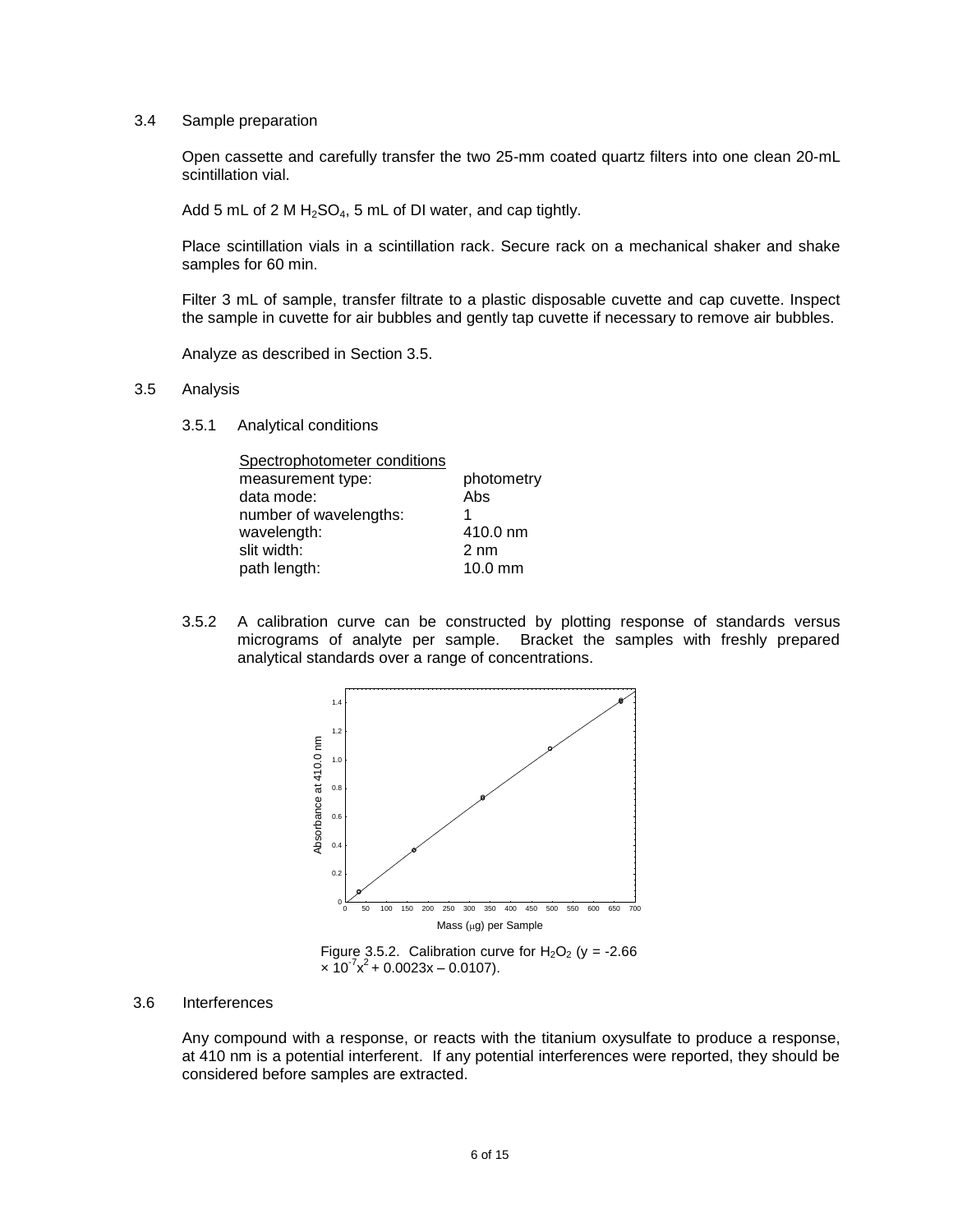### 3.4 Sample preparation

Open cassette and carefully transfer the two 25-mm coated quartz filters into one clean 20-mL scintillation vial.

Add 5 mL of 2 M $H_2SO_4$, 5 mL of DI water, and cap tightly.

Place scintillation vials in a scintillation rack. Secure rack on a mechanical shaker and shake samples for 60 min.

Filter 3 mL of sample, transfer filtrate to a plastic disposable cuvette and cap cuvette. Inspect the sample in cuvette for air bubbles and gently tap cuvette if necessary to remove air bubbles.

Analyze as described in Section 3.5.

### 3.5 Analysis

#### 3.5.1 Analytical conditions

| Spectrophotometer conditions | |
|---|---|
| measurement type: | photometry |
| data mode: | Abs |
| number of wavelengths: | 1 |
| wavelength: | 410.0 nm |
| slit width: | 2 nm |
| path length: | 10.0 mm |

3.5.2 A calibration curve can be constructed by plotting response of standards versus micrograms of analyte per sample. Bracket the samples with freshly prepared analytical standards over a range of concentrations.

Figure 3.5.2. Calibration curve for $H_2O_2$ ($y = -2.66 \times 10^{-7}x^2 + 0.0023x - 0.0107$).

### 3.6 Interferences

Any compound with a response, or reacts with the titanium oxysulfate to produce a response, at 410 nm is a potential interferent. If any potential interferences were reported, they should be considered before samples are extracted.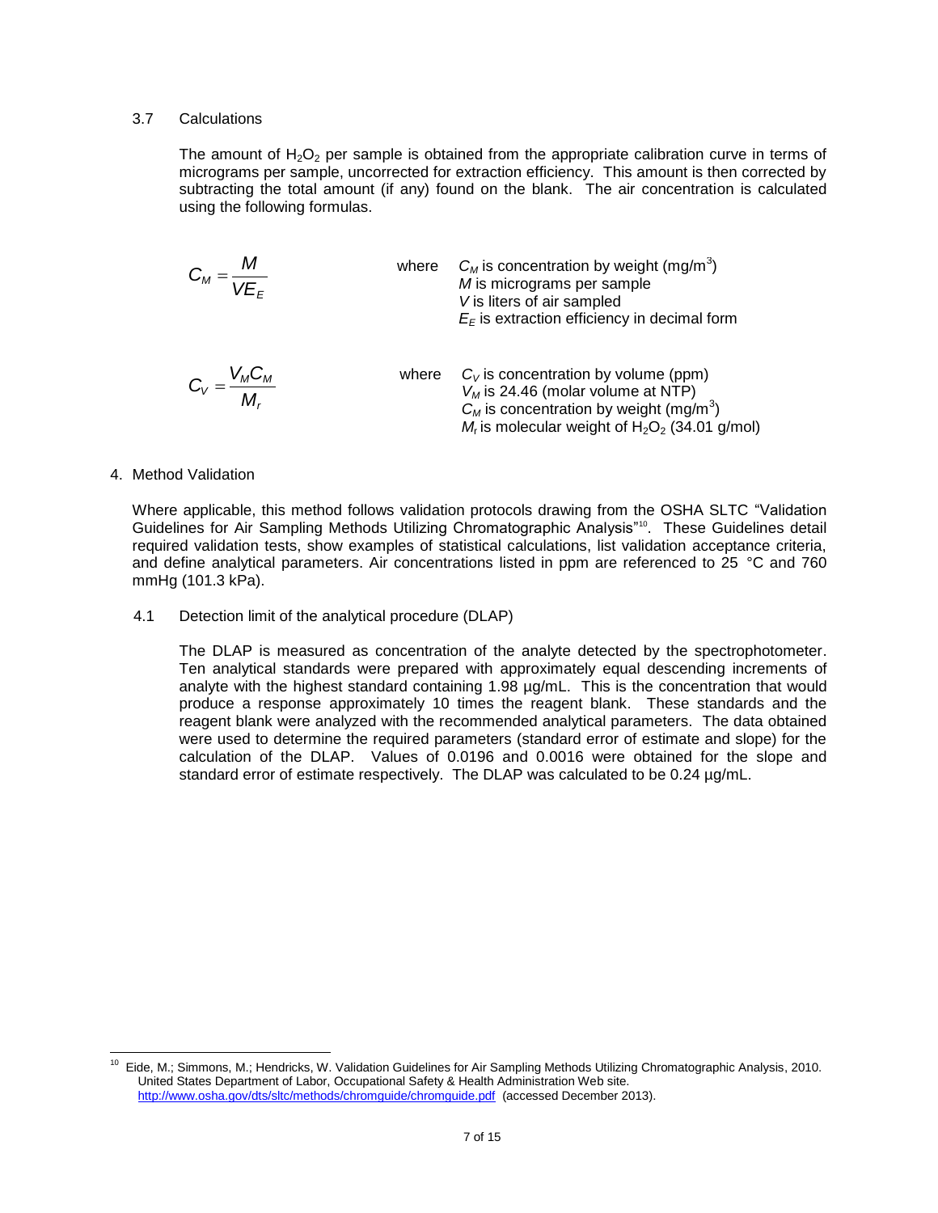### 3.7 Calculations

The amount of $H_2O_2$ per sample is obtained from the appropriate calibration curve in terms of micrograms per sample, uncorrected for extraction efficiency. This amount is then corrected by subtracting the total amount (if any) found on the blank. The air concentration is calculated using the following formulas.

$$C_M = \frac{M}{VE_E}$$

where $C_M$ is concentration by weight (mg/m$^3$)
$M$ is micrograms per sample
$V$ is liters of air sampled
$E_E$ is extraction efficiency in decimal form

$$C_V = \frac{V_M C_M}{M_r}$$

where $C_V$ is concentration by volume (ppm)
$V_M$ is 24.46 (molar volume at NTP)
$C_M$ is concentration by weight (mg/m$^3$)
$M_r$ is molecular weight of $H_2O_2$ (34.01 g/mol)

## 4. Method Validation

Where applicable, this method follows validation protocols drawing from the OSHA SLTC "Validation Guidelines for Air Sampling Methods Utilizing Chromatographic Analysis"[10]. These Guidelines detail required validation tests, show examples of statistical calculations, list validation acceptance criteria, and define analytical parameters. Air concentrations listed in ppm are referenced to 25 °C and 760 mmHg (101.3 kPa).

### 4.1 Detection limit of the analytical procedure (DLAP)

The DLAP is measured as concentration of the analyte detected by the spectrophotometer. Ten analytical standards were prepared with approximately equal descending increments of analyte with the highest standard containing 1.98 µg/mL. This is the concentration that would produce a response approximately 10 times the reagent blank. These standards and the reagent blank were analyzed with the recommended analytical parameters. The data obtained were used to determine the required parameters (standard error of estimate and slope) for the calculation of the DLAP. Values of 0.0196 and 0.0016 were obtained for the slope and standard error of estimate respectively. The DLAP was calculated to be 0.24 µg/mL.

---

[10] Eide, M.; Simmons, M.; Hendricks, W. Validation Guidelines for Air Sampling Methods Utilizing Chromatographic Analysis, 2010. United States Department of Labor, Occupational Safety & Health Administration Web site. http://www.osha.gov/dts/sltc/methods/chromguide/chromguide.pdf (accessed December 2013).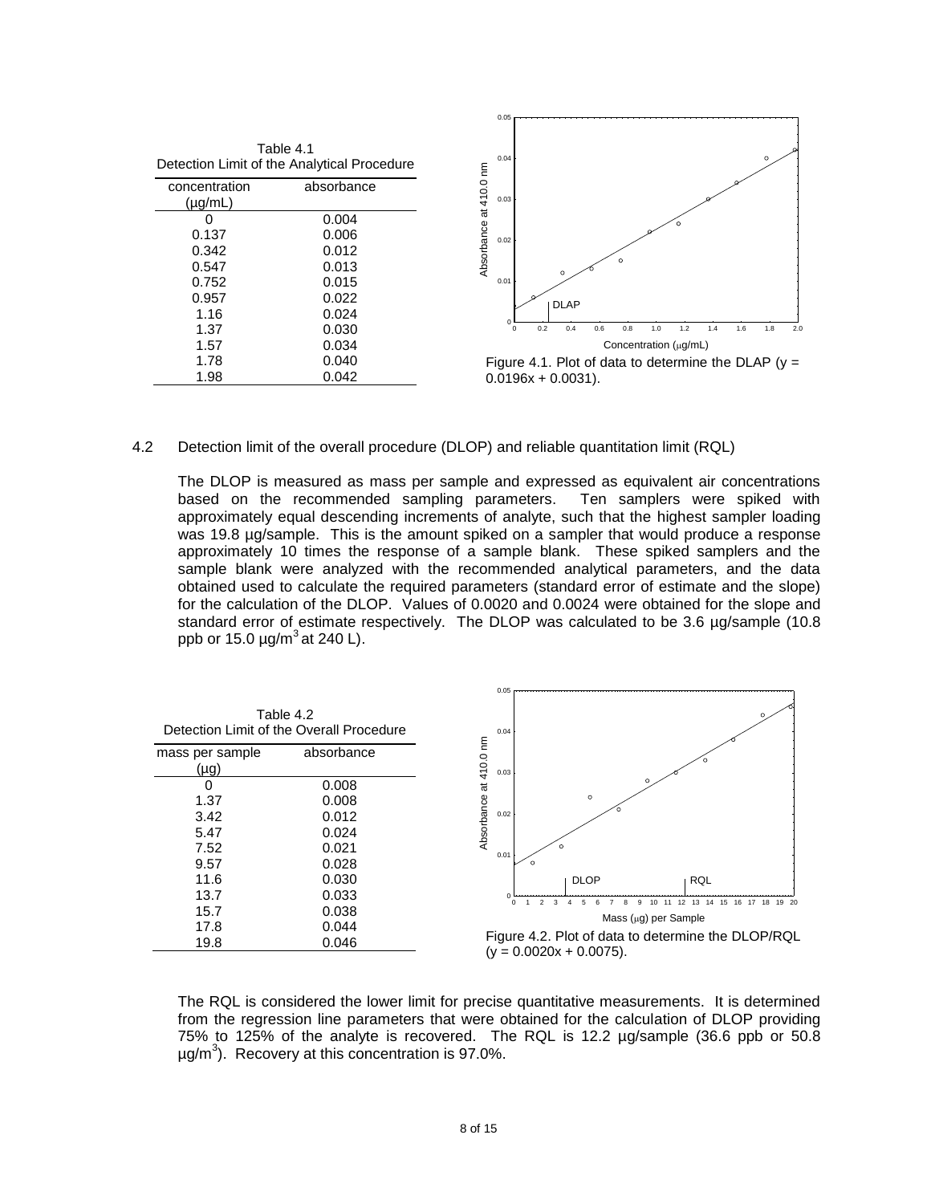Table 4.1
Detection Limit of the Analytical Procedure

| concentration (µg/mL) | absorbance |
|---|---|
| 0 | 0.004 |
| 0.137 | 0.006 |
| 0.342 | 0.012 |
| 0.547 | 0.013 |
| 0.752 | 0.015 |
| 0.957 | 0.022 |
| 1.16 | 0.024 |
| 1.37 | 0.030 |
| 1.57 | 0.034 |
| 1.78 | 0.040 |
| 1.98 | 0.042 |

Figure 4.1. Plot of data to determine the DLAP ($y = 0.0196x + 0.0031$).

4.2 Detection limit of the overall procedure (DLOP) and reliable quantitation limit (RQL)

The DLOP is measured as mass per sample and expressed as equivalent air concentrations based on the recommended sampling parameters. Ten samplers were spiked with approximately equal descending increments of analyte, such that the highest sampler loading was 19.8 µg/sample. This is the amount spiked on a sampler that would produce a response approximately 10 times the response of a sample blank. These spiked samplers and the sample blank were analyzed with the recommended analytical parameters, and the data obtained used to calculate the required parameters (standard error of estimate and the slope) for the calculation of the DLOP. Values of 0.0020 and 0.0024 were obtained for the slope and standard error of estimate respectively. The DLOP was calculated to be 3.6 µg/sample (10.8 ppb or 15.0 µg/m$^3$ at 240 L).

Table 4.2
Detection Limit of the Overall Procedure

| mass per sample (µg) | absorbance |
|---|---|
| 0 | 0.008 |
| 1.37 | 0.008 |
| 3.42 | 0.012 |
| 5.47 | 0.024 |
| 7.52 | 0.021 |
| 9.57 | 0.028 |
| 11.6 | 0.030 |
| 13.7 | 0.033 |
| 15.7 | 0.038 |
| 17.8 | 0.044 |
| 19.8 | 0.046 |

Figure 4.2. Plot of data to determine the DLOP/RQL ($y = 0.0020x + 0.0075$).

The RQL is considered the lower limit for precise quantitative measurements. It is determined from the regression line parameters that were obtained for the calculation of DLOP providing 75% to 125% of the analyte is recovered. The RQL is 12.2 µg/sample (36.6 ppb or 50.8 µg/m$^3$). Recovery at this concentration is 97.0%.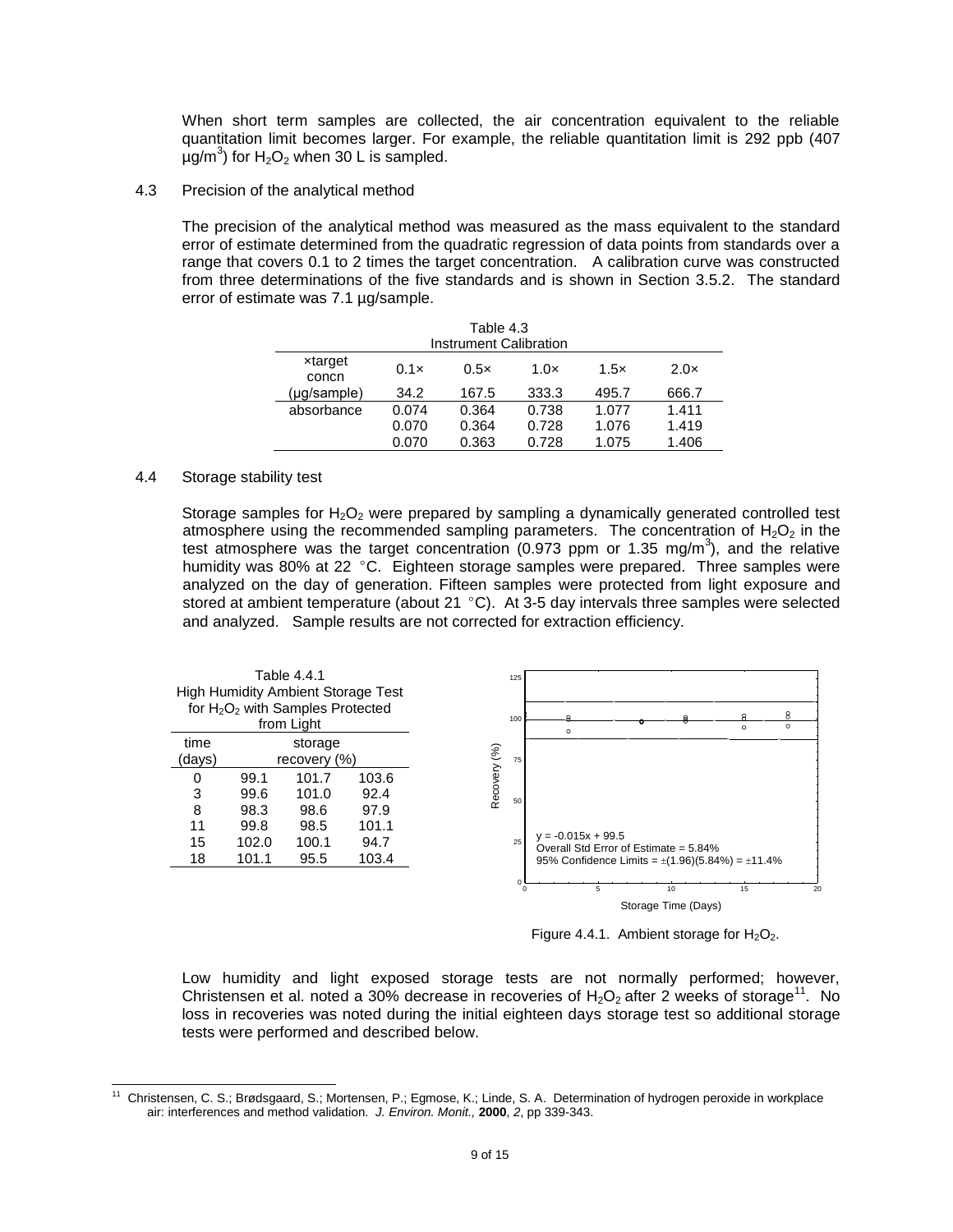When short term samples are collected, the air concentration equivalent to the reliable quantitation limit becomes larger. For example, the reliable quantitation limit is 292 ppb (407 µg/m$^3$) for $H_2O_2$ when 30 L is sampled.

4.3 Precision of the analytical method

The precision of the analytical method was measured as the mass equivalent to the standard error of estimate determined from the quadratic regression of data points from standards over a range that covers 0.1 to 2 times the target concentration. A calibration curve was constructed from three determinations of the five standards and is shown in Section 3.5.2. The standard error of estimate was 7.1 µg/sample.

Table 4.3
Instrument Calibration

| ×target concn | 0.1× | 0.5× | 1.0× | 1.5× | 2.0× |
|---|---|---|---|---|---|
| (µg/sample) | 34.2 | 167.5 | 333.3 | 495.7 | 666.7 |
| absorbance | 0.074 | 0.364 | 0.738 | 1.077 | 1.411 |
| | 0.070 | 0.364 | 0.728 | 1.076 | 1.419 |
| | 0.070 | 0.363 | 0.728 | 1.075 | 1.406 |

4.4 Storage stability test

Storage samples for $H_2O_2$ were prepared by sampling a dynamically generated controlled test atmosphere using the recommended sampling parameters. The concentration of $H_2O_2$ in the test atmosphere was the target concentration (0.973 ppm or 1.35 mg/m$^3$), and the relative humidity was 80% at 22 °C. Eighteen storage samples were prepared. Three samples were analyzed on the day of generation. Fifteen samples were protected from light exposure and stored at ambient temperature (about 21 °C). At 3-5 day intervals three samples were selected and analyzed. Sample results are not corrected for extraction efficiency.

Table 4.4.1
High Humidity Ambient Storage Test for $H_2O_2$ with Samples Protected from Light

| time (days) | storage recovery (%) | | |
|---|---|---|---|
| 0 | 99.1 | 101.7 | 103.6 |
| 3 | 99.6 | 101.0 | 92.4 |
| 8 | 98.3 | 98.6 | 97.9 |
| 11 | 99.8 | 98.5 | 101.1 |
| 15 | 102.0 | 100.1 | 94.7 |
| 18 | 101.1 | 95.5 | 103.4 |

$y = -0.015x + 99.5$
Overall Std Error of Estimate = 5.84%
95% Confidence Limits = ±(1.96)(5.84%) = ±11.4%

Figure 4.4.1. Ambient storage for $H_2O_2$.

Low humidity and light exposed storage tests are not normally performed; however, Christensen et al. noted a 30% decrease in recoveries of $H_2O_2$ after 2 weeks of storage[11]. No loss in recoveries was noted during the initial eighteen days storage test so additional storage tests were performed and described below.

[11] Christensen, C. S.; Brødsgaard, S.; Mortensen, P.; Egmose, K.; Linde, S. A. Determination of hydrogen peroxide in workplace air: interferences and method validation. *J. Environ. Monit.,* **2000**, *2*, pp 339-343.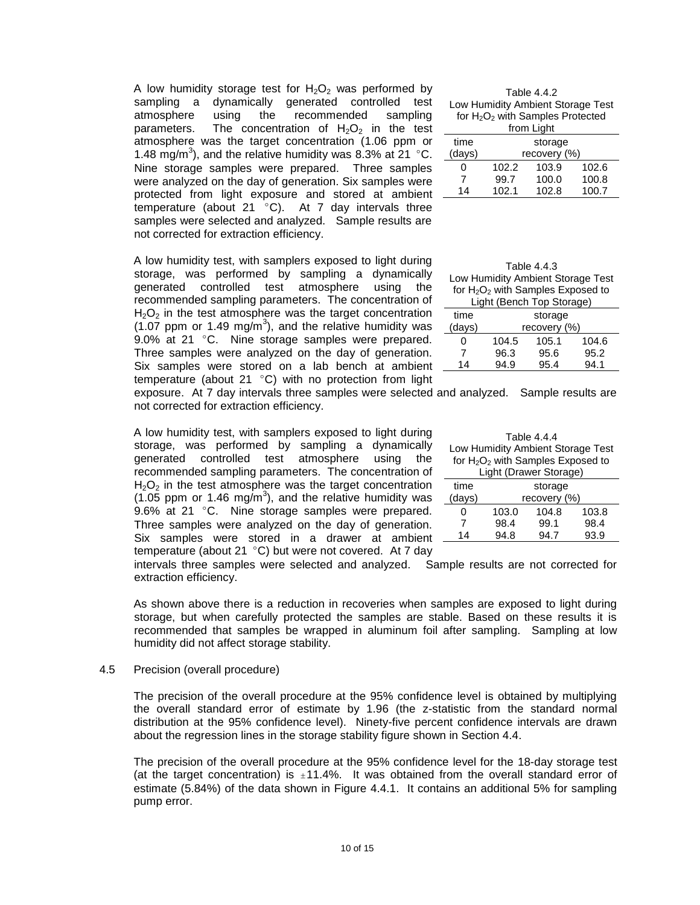A low humidity storage test for $H_2O_2$ was performed by sampling a dynamically generated controlled test atmosphere using the recommended sampling parameters. The concentration of $H_2O_2$ in the test atmosphere was the target concentration (1.06 ppm or 1.48 mg/m$^3$), and the relative humidity was 8.3% at 21 °C. Nine storage samples were prepared. Three samples were analyzed on the day of generation. Six samples were protected from light exposure and stored at ambient temperature (about 21 °C). At 7 day intervals three samples were selected and analyzed. Sample results are not corrected for extraction efficiency.

Table 4.4.2
Low Humidity Ambient Storage Test for $H_2O_2$ with Samples Protected from Light

| time (days) | storage recovery (%) | | |
|---|---|---|---|
| 0 | 102.2 | 103.9 | 102.6 |
| 7 | 99.7 | 100.0 | 100.8 |
| 14 | 102.1 | 102.8 | 100.7 |

A low humidity test, with samplers exposed to light during storage, was performed by sampling a dynamically generated controlled test atmosphere using the recommended sampling parameters. The concentration of $H_2O_2$ in the test atmosphere was the target concentration (1.07 ppm or 1.49 mg/m$^3$), and the relative humidity was 9.0% at 21 °C. Nine storage samples were prepared. Three samples were analyzed on the day of generation. Six samples were stored on a lab bench at ambient temperature (about 21 °C) with no protection from light exposure. At 7 day intervals three samples were selected and analyzed. Sample results are not corrected for extraction efficiency.

Table 4.4.3
Low Humidity Ambient Storage Test for $H_2O_2$ with Samples Exposed to Light (Bench Top Storage)

| time (days) | storage recovery (%) | | |
|---|---|---|---|
| 0 | 104.5 | 105.1 | 104.6 |
| 7 | 96.3 | 95.6 | 95.2 |
| 14 | 94.9 | 95.4 | 94.1 |

A low humidity test, with samplers exposed to light during storage, was performed by sampling a dynamically generated controlled test atmosphere using the recommended sampling parameters. The concentration of $H_2O_2$ in the test atmosphere was the target concentration (1.05 ppm or 1.46 mg/m$^3$), and the relative humidity was 9.6% at 21 °C. Nine storage samples were prepared. Three samples were analyzed on the day of generation. Six samples were stored in a drawer at ambient temperature (about 21 °C) but were not covered. At 7 day intervals three samples were selected and analyzed. Sample results are not corrected for extraction efficiency.

Table 4.4.4
Low Humidity Ambient Storage Test for $H_2O_2$ with Samples Exposed to Light (Drawer Storage)

| time (days) | storage recovery (%) | | |
|---|---|---|---|
| 0 | 103.0 | 104.8 | 103.8 |
| 7 | 98.4 | 99.1 | 98.4 |
| 14 | 94.8 | 94.7 | 93.9 |

As shown above there is a reduction in recoveries when samples are exposed to light during storage, but when carefully protected the samples are stable. Based on these results it is recommended that samples be wrapped in aluminum foil after sampling. Sampling at low humidity did not affect storage stability.

## 4.5 Precision (overall procedure)

The precision of the overall procedure at the 95% confidence level is obtained by multiplying the overall standard error of estimate by 1.96 (the z-statistic from the standard normal distribution at the 95% confidence level). Ninety-five percent confidence intervals are drawn about the regression lines in the storage stability figure shown in Section 4.4.

The precision of the overall procedure at the 95% confidence level for the 18-day storage test (at the target concentration) is ±11.4%. It was obtained from the overall standard error of estimate (5.84%) of the data shown in Figure 4.4.1. It contains an additional 5% for sampling pump error.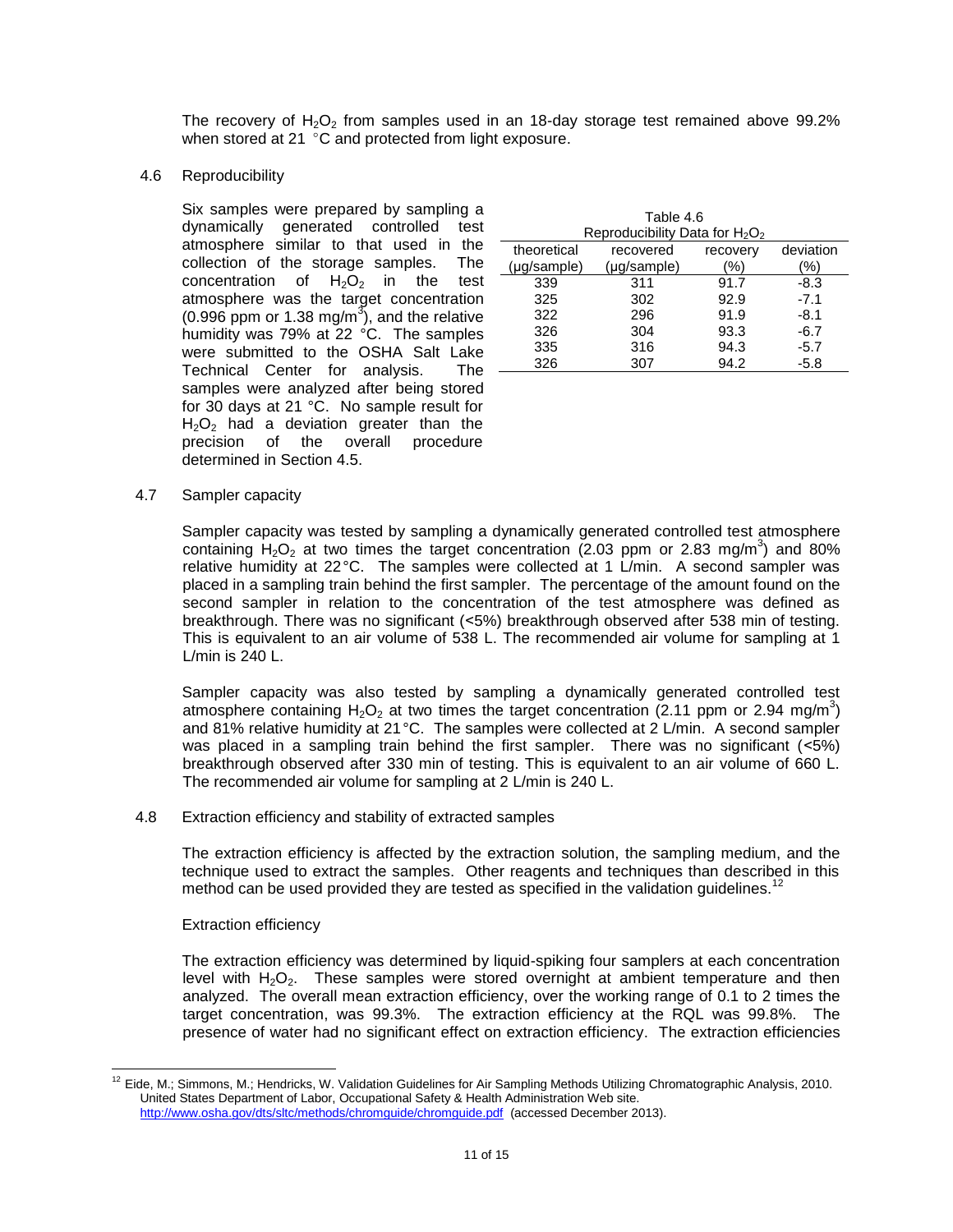The recovery of $H_2O_2$ from samples used in an 18-day storage test remained above 99.2% when stored at 21 °C and protected from light exposure.

4.6 Reproducibility

Six samples were prepared by sampling a dynamically generated controlled test atmosphere similar to that used in the collection of the storage samples. The concentration of $H_2O_2$ in the test atmosphere was the target concentration (0.996 ppm or 1.38 mg/m$^3$), and the relative humidity was 79% at 22 °C. The samples were submitted to the OSHA Salt Lake Technical Center for analysis. The samples were analyzed after being stored for 30 days at 21 °C. No sample result for $H_2O_2$ had a deviation greater than the precision of the overall procedure determined in Section 4.5.

Table 4.6
Reproducibility Data for $H_2O_2$

| theoretical (μg/sample) | recovered (μg/sample) | recovery (%) | deviation (%) |
|---|---|---|---|
| 339 | 311 | 91.7 | -8.3 |
| 325 | 302 | 92.9 | -7.1 |
| 322 | 296 | 91.9 | -8.1 |
| 326 | 304 | 93.3 | -6.7 |
| 335 | 316 | 94.3 | -5.7 |
| 326 | 307 | 94.2 | -5.8 |

4.7 Sampler capacity

Sampler capacity was tested by sampling a dynamically generated controlled test atmosphere containing $H_2O_2$ at two times the target concentration (2.03 ppm or 2.83 mg/m$^3$) and 80% relative humidity at 22 °C. The samples were collected at 1 L/min. A second sampler was placed in a sampling train behind the first sampler. The percentage of the amount found on the second sampler in relation to the concentration of the test atmosphere was defined as breakthrough. There was no significant (<5%) breakthrough observed after 538 min of testing. This is equivalent to an air volume of 538 L. The recommended air volume for sampling at 1 L/min is 240 L.

Sampler capacity was also tested by sampling a dynamically generated controlled test atmosphere containing $H_2O_2$ at two times the target concentration (2.11 ppm or 2.94 mg/m$^3$) and 81% relative humidity at 21 °C. The samples were collected at 2 L/min. A second sampler was placed in a sampling train behind the first sampler. There was no significant (<5%) breakthrough observed after 330 min of testing. This is equivalent to an air volume of 660 L. The recommended air volume for sampling at 2 L/min is 240 L.

4.8 Extraction efficiency and stability of extracted samples

The extraction efficiency is affected by the extraction solution, the sampling medium, and the technique used to extract the samples. Other reagents and techniques than described in this method can be used provided they are tested as specified in the validation guidelines.[12]

Extraction efficiency

The extraction efficiency was determined by liquid-spiking four samplers at each concentration level with $H_2O_2$. These samples were stored overnight at ambient temperature and then analyzed. The overall mean extraction efficiency, over the working range of 0.1 to 2 times the target concentration, was 99.3%. The extraction efficiency at the RQL was 99.8%. The presence of water had no significant effect on extraction efficiency. The extraction efficiencies

[12] Eide, M.; Simmons, M.; Hendricks, W. Validation Guidelines for Air Sampling Methods Utilizing Chromatographic Analysis, 2010. United States Department of Labor, Occupational Safety & Health Administration Web site. http://www.osha.gov/dts/sltc/methods/chromguide/chromguide.pdf (accessed December 2013).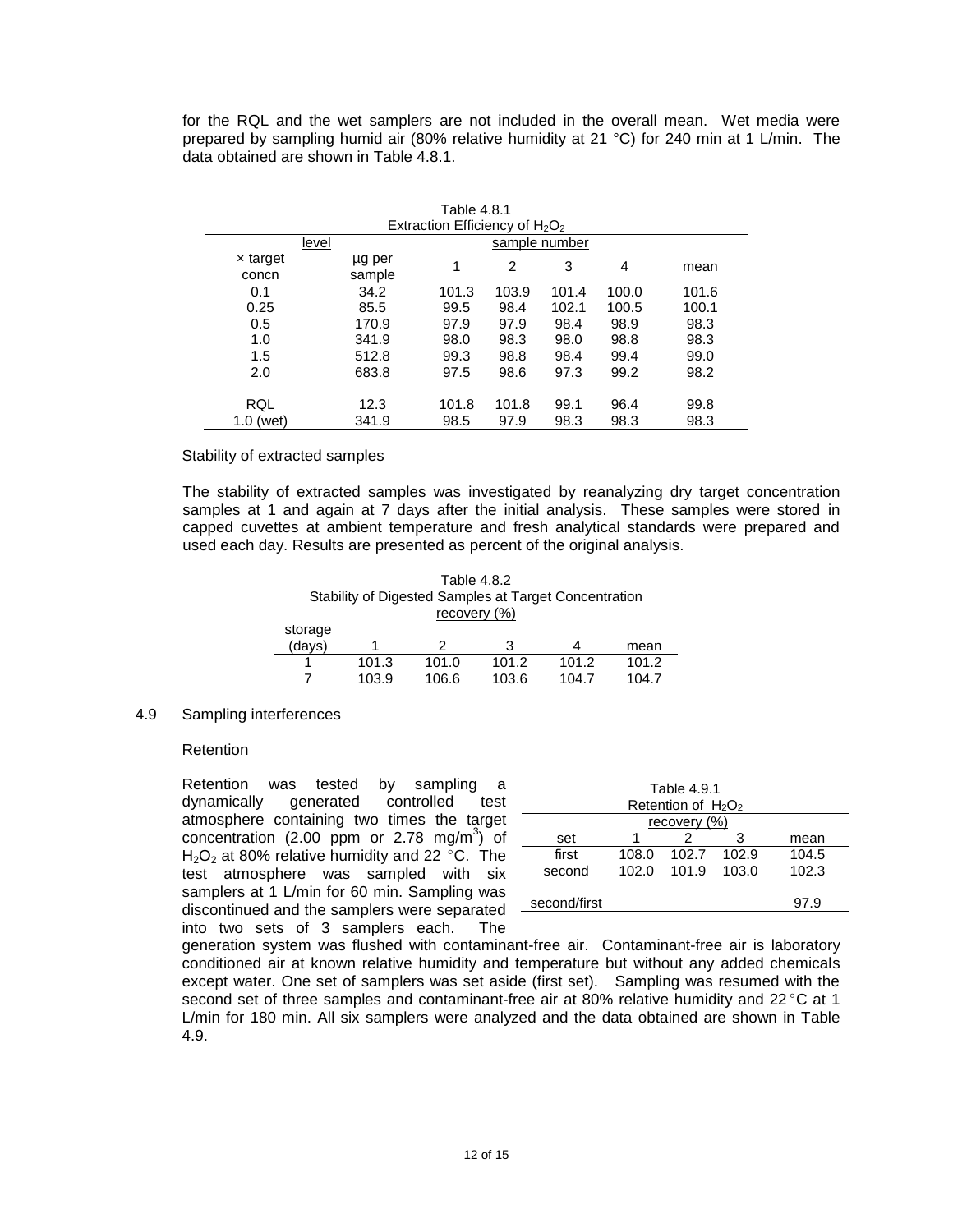for the RQL and the wet samplers are not included in the overall mean. Wet media were prepared by sampling humid air (80% relative humidity at 21 °C) for 240 min at 1 L/min. The data obtained are shown in Table 4.8.1.

Table 4.8.1
Extraction Efficiency of $H_2O_2$

| level | | sample number | | | | |
|---|---|---|---|---|---|---|
| × target concn | µg per sample | 1 | 2 | 3 | 4 | mean |
| 0.1 | 34.2 | 101.3 | 103.9 | 101.4 | 100.0 | 101.6 |
| 0.25 | 85.5 | 99.5 | 98.4 | 102.1 | 100.5 | 100.1 |
| 0.5 | 170.9 | 97.9 | 97.9 | 98.4 | 98.9 | 98.3 |
| 1.0 | 341.9 | 98.0 | 98.3 | 98.0 | 98.8 | 98.3 |
| 1.5 | 512.8 | 99.3 | 98.8 | 98.4 | 99.4 | 99.0 |
| 2.0 | 683.8 | 97.5 | 98.6 | 97.3 | 99.2 | 98.2 |
| RQL | 12.3 | 101.8 | 101.8 | 99.1 | 96.4 | 99.8 |
| 1.0 (wet) | 341.9 | 98.5 | 97.9 | 98.3 | 98.3 | 98.3 |

Stability of extracted samples

The stability of extracted samples was investigated by reanalyzing dry target concentration samples at 1 and again at 7 days after the initial analysis. These samples were stored in capped cuvettes at ambient temperature and fresh analytical standards were prepared and used each day. Results are presented as percent of the original analysis.

Table 4.8.2
Stability of Digested Samples at Target Concentration

| | recovery (%) | | | | |
|---|---|---|---|---|---|
| storage (days) | 1 | 2 | 3 | 4 | mean |
| 1 | 101.3 | 101.0 | 101.2 | 101.2 | 101.2 |
| 7 | 103.9 | 106.6 | 103.6 | 104.7 | 104.7 |

## 4.9 Sampling interferences

Retention

Retention was tested by sampling a dynamically generated controlled test atmosphere containing two times the target concentration (2.00 ppm or 2.78 mg/m$^3$) of $H_2O_2$ at 80% relative humidity and 22 °C. The test atmosphere was sampled with six samplers at 1 L/min for 60 min. Sampling was discontinued and the samplers were separated into two sets of 3 samplers each. The generation system was flushed with contaminant-free air. Contaminant-free air is laboratory conditioned air at known relative humidity and temperature but without any added chemicals except water. One set of samplers was set aside (first set). Sampling was resumed with the second set of three samples and contaminant-free air at 80% relative humidity and 22 °C at 1 L/min for 180 min. All six samplers were analyzed and the data obtained are shown in Table 4.9.

Table 4.9.1
Retention of $H_2O_2$

| | recovery (%) | | | |
|---|---|---|---|---|
| set | 1 | 2 | 3 | mean |
| first | 108.0 | 102.7 | 102.9 | 104.5 |
| second | 102.0 | 101.9 | 103.0 | 102.3 |
| second/first | | | | 97.9 |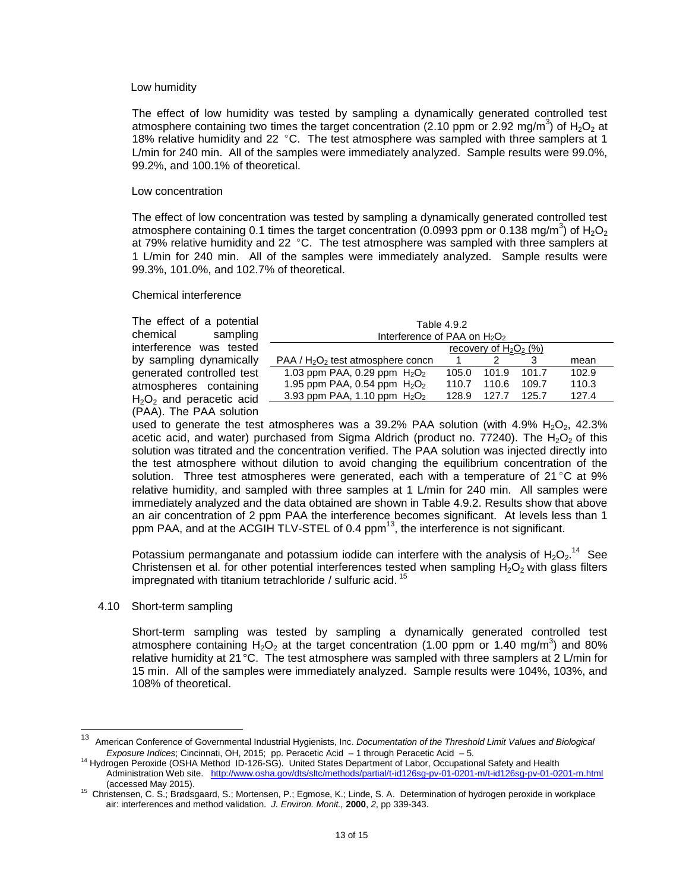Low humidity

The effect of low humidity was tested by sampling a dynamically generated controlled test atmosphere containing two times the target concentration (2.10 ppm or 2.92 mg/m$^3$) of $H_2O_2$ at 18% relative humidity and 22 °C. The test atmosphere was sampled with three samplers at 1 L/min for 240 min. All of the samples were immediately analyzed. Sample results were 99.0%, 99.2%, and 100.1% of theoretical.

Low concentration

The effect of low concentration was tested by sampling a dynamically generated controlled test atmosphere containing 0.1 times the target concentration (0.0993 ppm or 0.138 mg/m$^3$) of $H_2O_2$ at 79% relative humidity and 22 °C. The test atmosphere was sampled with three samplers at 1 L/min for 240 min. All of the samples were immediately analyzed. Sample results were 99.3%, 101.0%, and 102.7% of theoretical.

Chemical interference

The effect of a potential chemical sampling interference was tested by sampling dynamically generated controlled test atmospheres containing $H_2O_2$ and peracetic acid (PAA). The PAA solution used to generate the test atmospheres was a 39.2% PAA solution (with 4.9% $H_2O_2$, 42.3% acetic acid, and water) purchased from Sigma Aldrich (product no. 77240). The $H_2O_2$ of this solution was titrated and the concentration verified. The PAA solution was injected directly into the test atmosphere without dilution to avoid changing the equilibrium concentration of the solution. Three test atmospheres were generated, each with a temperature of 21 °C at 9% relative humidity, and sampled with three samples at 1 L/min for 240 min. All samples were immediately analyzed and the data obtained are shown in Table 4.9.2. Results show that above an air concentration of 2 ppm PAA the interference becomes significant. At levels less than 1 ppm PAA, and at the ACGIH TLV-STEL of 0.4 ppm[13], the interference is not significant.

Table 4.9.2
Interference of PAA on $H_2O_2$

| PAA / $H_2O_2$ test atmosphere concn | recovery of $H_2O_2$ (%) 1 | 2 | 3 | mean |
|---|---|---|---|---|
| 1.03 ppm PAA, 0.29 ppm $H_2O_2$ | 105.0 | 101.9 | 101.7 | 102.9 |
| 1.95 ppm PAA, 0.54 ppm $H_2O_2$ | 110.7 | 110.6 | 109.7 | 110.3 |
| 3.93 ppm PAA, 1.10 ppm $H_2O_2$ | 128.9 | 127.7 | 125.7 | 127.4 |

Potassium permanganate and potassium iodide can interfere with the analysis of $H_2O_2$.[14] See Christensen et al. for other potential interferences tested when sampling $H_2O_2$ with glass filters impregnated with titanium tetrachloride / sulfuric acid.[15]

4.10 Short-term sampling

Short-term sampling was tested by sampling a dynamically generated controlled test atmosphere containing $H_2O_2$ at the target concentration (1.00 ppm or 1.40 mg/m$^3$) and 80% relative humidity at 21 °C. The test atmosphere was sampled with three samplers at 2 L/min for 15 min. All of the samples were immediately analyzed. Sample results were 104%, 103%, and 108% of theoretical.

---

[13] American Conference of Governmental Industrial Hygienists, Inc. *Documentation of the Threshold Limit Values and Biological Exposure Indices*; Cincinnati, OH, 2015; pp. Peracetic Acid – 1 through Peracetic Acid – 5.

[14] Hydrogen Peroxide (OSHA Method ID-126-SG). United States Department of Labor, Occupational Safety and Health Administration Web site. http://www.osha.gov/dts/sltc/methods/partial/t-id126sg-pv-01-0201-m/t-id126sg-pv-01-0201-m.html (accessed May 2015).

[15] Christensen, C. S.; Brødsgaard, S.; Mortensen, P.; Egmose, K.; Linde, S. A. Determination of hydrogen peroxide in workplace air: interferences and method validation. *J. Environ. Monit.,* **2000**, *2*, pp 339-343.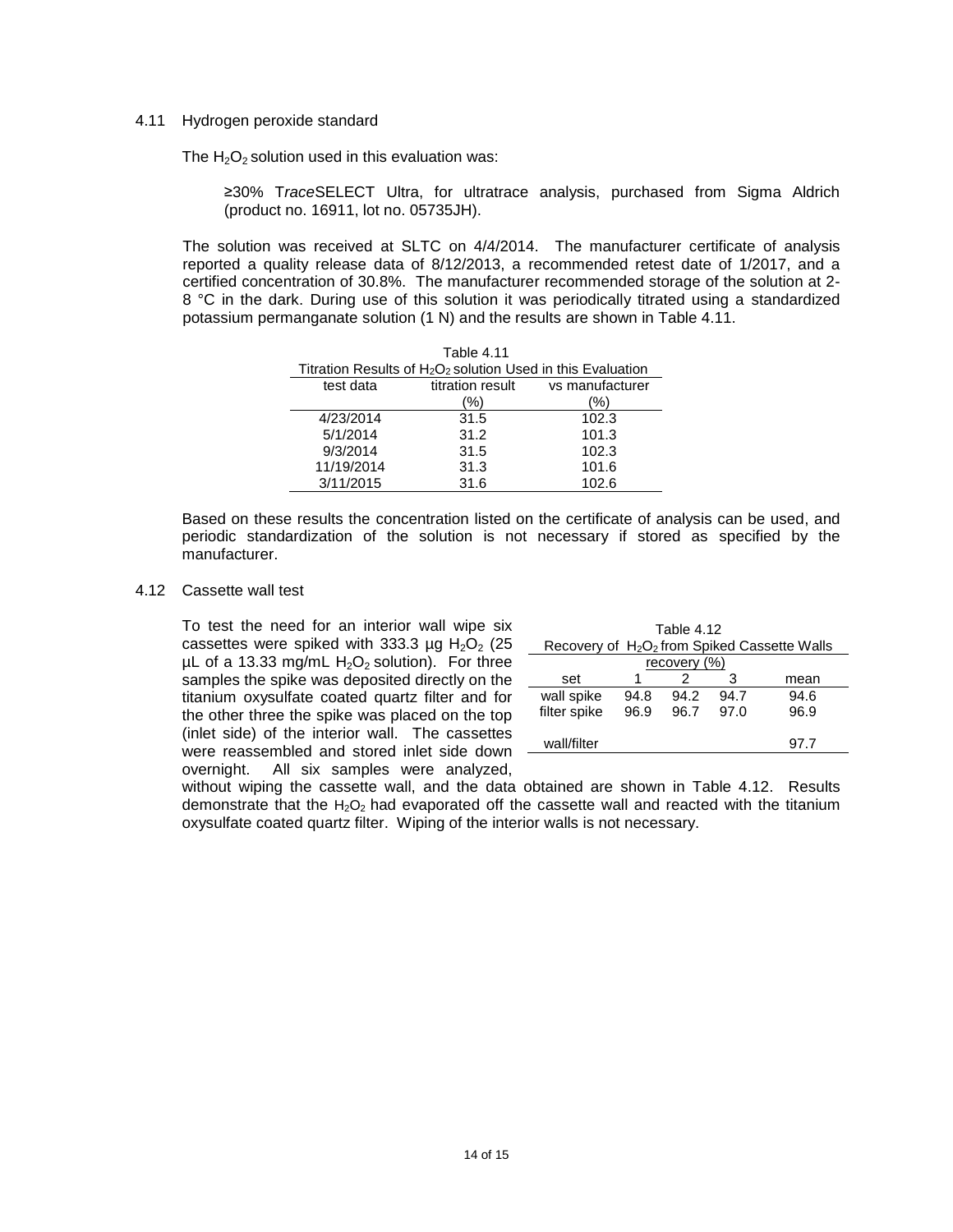### 4.11 Hydrogen peroxide standard

The $H_2O_2$ solution used in this evaluation was:

> ≥30% T*race*SELECT Ultra, for ultratrace analysis, purchased from Sigma Aldrich (product no. 16911, lot no. 05735JH).

The solution was received at SLTC on 4/4/2014. The manufacturer certificate of analysis reported a quality release data of 8/12/2013, a recommended retest date of 1/2017, and a certified concentration of 30.8%. The manufacturer recommended storage of the solution at 2-8 °C in the dark. During use of this solution it was periodically titrated using a standardized potassium permanganate solution (1 N) and the results are shown in Table 4.11.

Table 4.11
Titration Results of $H_2O_2$ solution Used in this Evaluation

| test data | titration result (%) | vs manufacturer (%) |
|---|---|---|
| 4/23/2014 | 31.5 | 102.3 |
| 5/1/2014 | 31.2 | 101.3 |
| 9/3/2014 | 31.5 | 102.3 |
| 11/19/2014 | 31.3 | 101.6 |
| 3/11/2015 | 31.6 | 102.6 |

Based on these results the concentration listed on the certificate of analysis can be used, and periodic standardization of the solution is not necessary if stored as specified by the manufacturer.

### 4.12 Cassette wall test

To test the need for an interior wall wipe six cassettes were spiked with 333.3 µg $H_2O_2$ (25 µL of a 13.33 mg/mL $H_2O_2$ solution). For three samples the spike was deposited directly on the titanium oxysulfate coated quartz filter and for the other three the spike was placed on the top (inlet side) of the interior wall. The cassettes were reassembled and stored inlet side down overnight. All six samples were analyzed, without wiping the cassette wall, and the data obtained are shown in Table 4.12. Results demonstrate that the $H_2O_2$ had evaporated off the cassette wall and reacted with the titanium oxysulfate coated quartz filter. Wiping of the interior walls is not necessary.

Table 4.12
Recovery of $H_2O_2$ from Spiked Cassette Walls

| | recovery (%) | | | |
|---|---|---|---|---|
| set | 1 | 2 | 3 | mean |
| wall spike | 94.8 | 94.2 | 94.7 | 94.6 |
| filter spike | 96.9 | 96.7 | 97.0 | 96.9 |
| wall/filter | | | | 97.7 |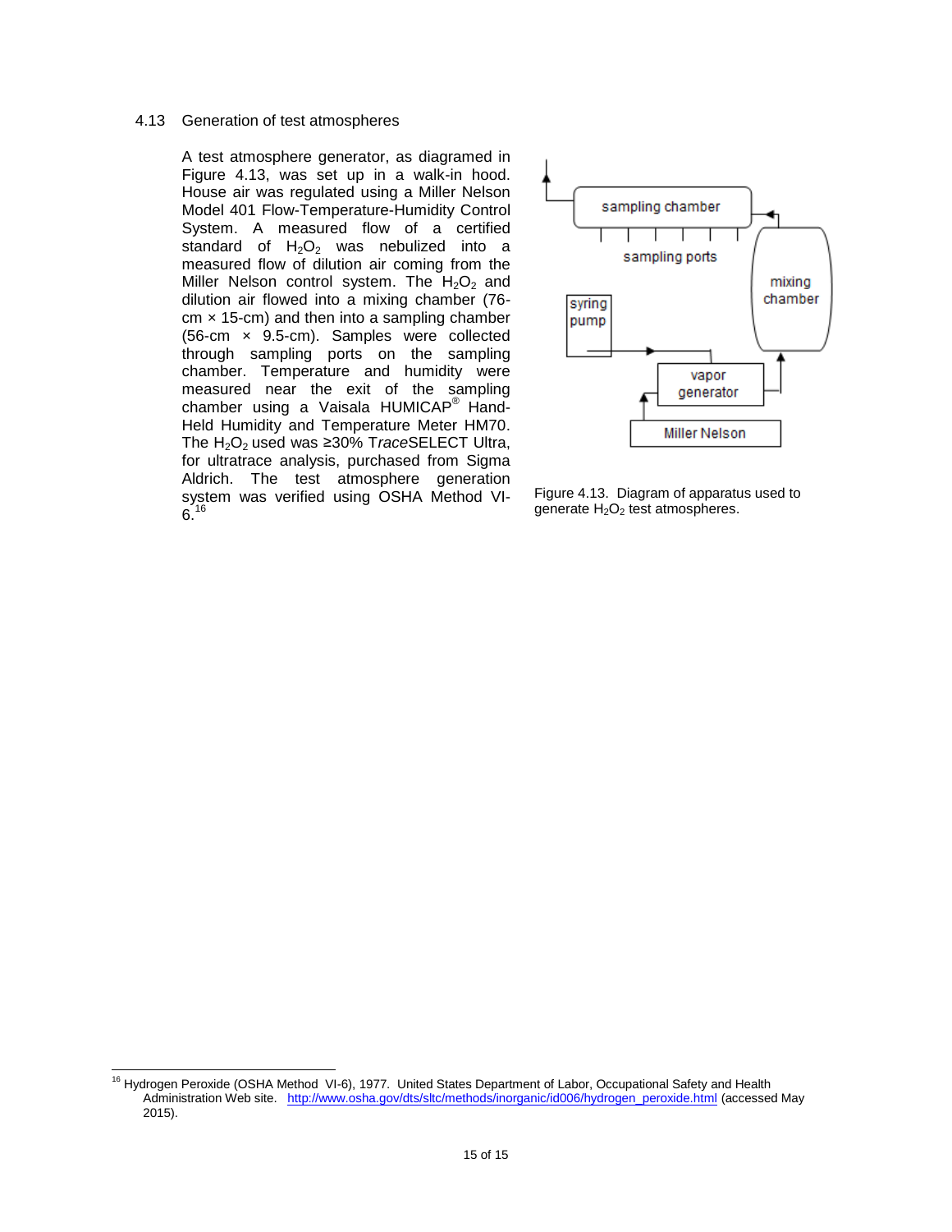4.13 Generation of test atmospheres

A test atmosphere generator, as diagramed in Figure 4.13, was set up in a walk-in hood. House air was regulated using a Miller Nelson Model 401 Flow-Temperature-Humidity Control System. A measured flow of a certified standard of $H_2O_2$ was nebulized into a measured flow of dilution air coming from the Miller Nelson control system. The $H_2O_2$ and dilution air flowed into a mixing chamber (76-cm × 15-cm) and then into a sampling chamber (56-cm × 9.5-cm). Samples were collected through sampling ports on the sampling chamber. Temperature and humidity were measured near the exit of the sampling chamber using a Vaisala HUMICAP® Hand-Held Humidity and Temperature Meter HM70. The $H_2O_2$ used was ≥30% T*race*SELECT Ultra, for ultratrace analysis, purchased from Sigma Aldrich. The test atmosphere generation system was verified using OSHA Method VI-6.[16]

sampling chamber

sampling ports

mixing chamber

syring pump

vapor generator

Miller Nelson

Figure 4.13. Diagram of apparatus used to generate $H_2O_2$ test atmospheres.

[16] Hydrogen Peroxide (OSHA Method VI-6), 1977. United States Department of Labor, Occupational Safety and Health Administration Web site. http://www.osha.gov/dts/sltc/methods/inorganic/id006/hydrogen_peroxide.html (accessed May 2015).